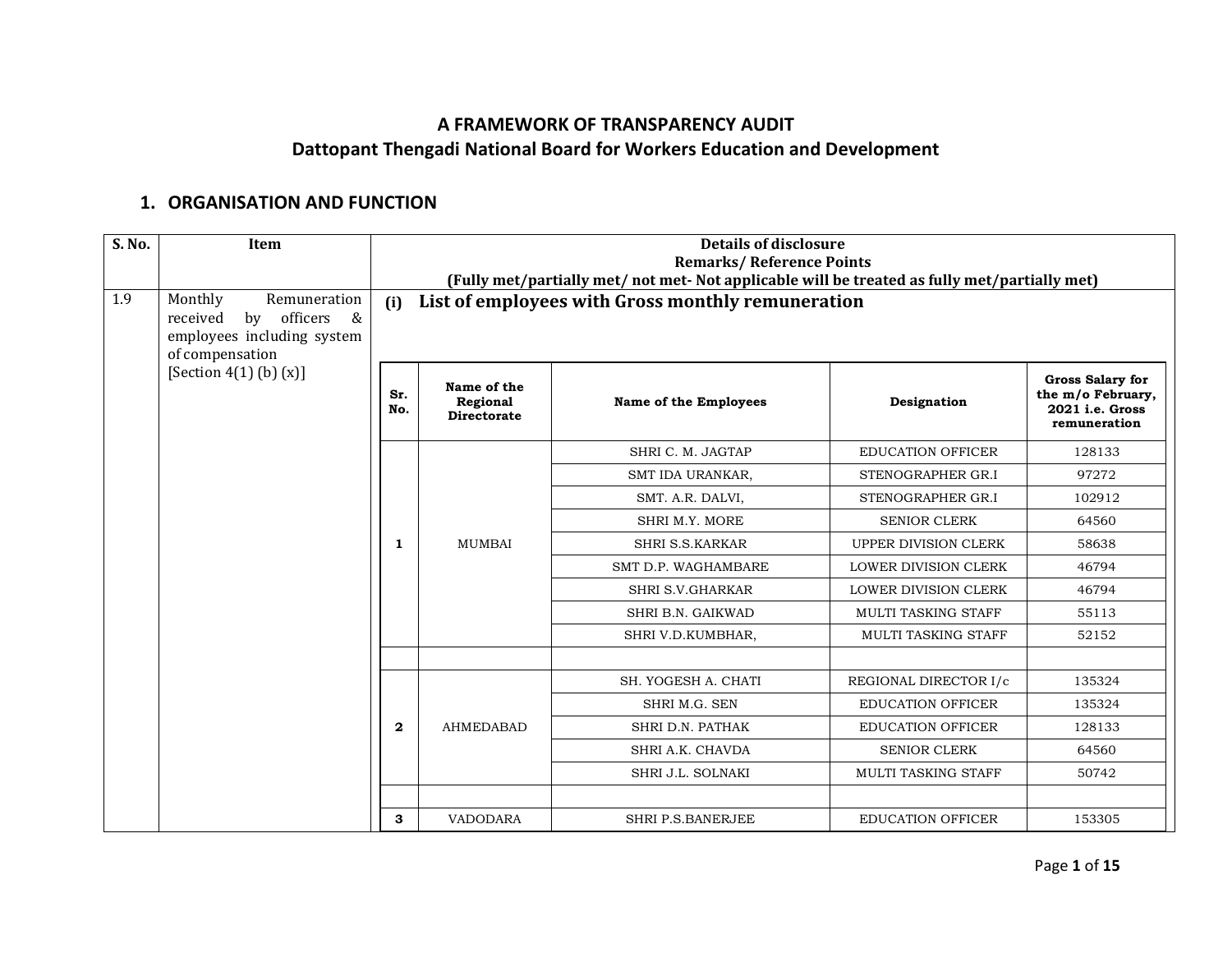# A FRAMEWORK OF TRANSPARENCY AUDIT
## Dattopant Thengadi National Board for Workers Education and Development

## 1. ORGANISATION AND FUNCTION

| S. No. | Item | Details of disclosure<br>Remarks/ Reference Points<br>(Fully met/partially met/ not met- Not applicable will be treated as fully met/partially met) |
|---|---|---|
| 1.9 | Monthly Remuneration received by officers & employees including system of compensation<br>[Section 4(1) (b) (x)] | (i) **List of employees with Gross monthly remuneration** |

| Sr. No. | Name of the Regional Directorate | Name of the Employees | Designation | Gross Salary for the m/o February, 2021 i.e. Gross remuneration |
|---|---|---|---|---|
| 1 | MUMBAI | SHRI C. M. JAGTAP | EDUCATION OFFICER | 128133 |
| | | SMT IDA URANKAR, | STENOGRAPHER GR.I | 97272 |
| | | SMT. A.R. DALVI, | STENOGRAPHER GR.I | 102912 |
| | | SHRI M.Y. MORE | SENIOR CLERK | 64560 |
| | | SHRI S.S.KARKAR | UPPER DIVISION CLERK | 58638 |
| | | SMT D.P. WAGHAMBARE | LOWER DIVISION CLERK | 46794 |
| | | SHRI S.V.GHARKAR | LOWER DIVISION CLERK | 46794 |
| | | SHRI B.N. GAIKWAD | MULTI TASKING STAFF | 55113 |
| | | SHRI V.D.KUMBHAR, | MULTI TASKING STAFF | 52152 |
| | | | | |
| 2 | AHMEDABAD | SH. YOGESH A. CHATI | REGIONAL DIRECTOR I/c | 135324 |
| | | SHRI M.G. SEN | EDUCATION OFFICER | 135324 |
| | | SHRI D.N. PATHAK | EDUCATION OFFICER | 128133 |
| | | SHRI A.K. CHAVDA | SENIOR CLERK | 64560 |
| | | SHRI J.L. SOLNAKI | MULTI TASKING STAFF | 50742 |
| | | | | |
| 3 | VADODARA | SHRI P.S.BANERJEE | EDUCATION OFFICER | 153305 |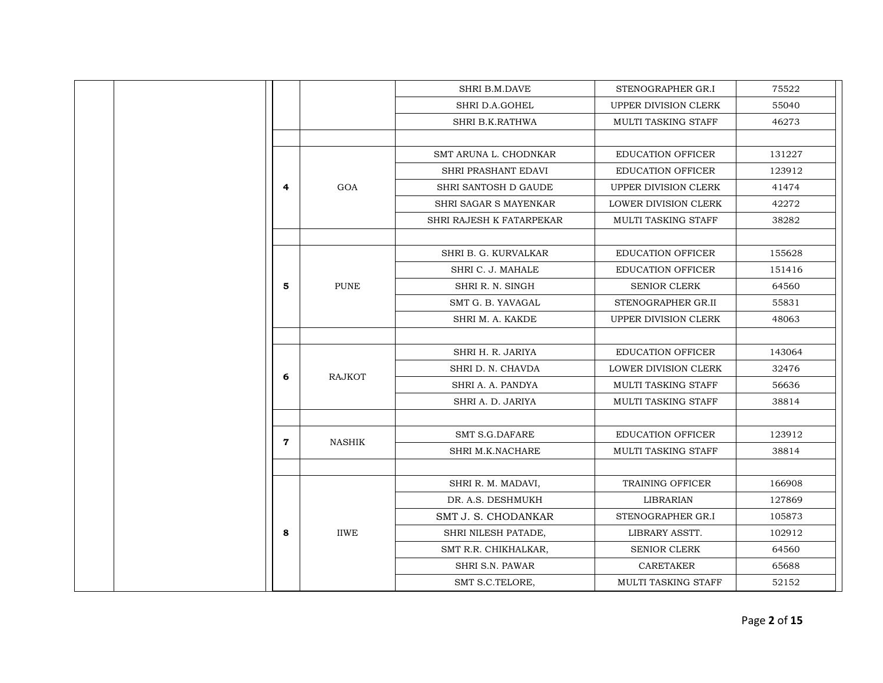|  |  |  |  | SHRI B.M.DAVE | STENOGRAPHER GR.I | 75522 |
|---|---|---|---|---|---|---|
|  |  |  |  | SHRI D.A.GOHEL | UPPER DIVISION CLERK | 55040 |
|  |  |  |  | SHRI B.K.RATHWA | MULTI TASKING STAFF | 46273 |
|  |  |  |  |  |  |  |
|  |  | 4 | GOA | SMT ARUNA L. CHODNKAR | EDUCATION OFFICER | 131227 |
|  |  |  |  | SHRI PRASHANT EDAVI | EDUCATION OFFICER | 123912 |
|  |  |  |  | SHRI SANTOSH D GAUDE | UPPER DIVISION CLERK | 41474 |
|  |  |  |  | SHRI SAGAR S MAYENKAR | LOWER DIVISION CLERK | 42272 |
|  |  |  |  | SHRI RAJESH K FATARPEKAR | MULTI TASKING STAFF | 38282 |
|  |  |  |  |  |  |  |
|  |  | 5 | PUNE | SHRI B. G. KURVALKAR | EDUCATION OFFICER | 155628 |
|  |  |  |  | SHRI C. J. MAHALE | EDUCATION OFFICER | 151416 |
|  |  |  |  | SHRI R. N. SINGH | SENIOR CLERK | 64560 |
|  |  |  |  | SMT G. B. YAVAGAL | STENOGRAPHER GR.II | 55831 |
|  |  |  |  | SHRI M. A. KAKDE | UPPER DIVISION CLERK | 48063 |
|  |  |  |  |  |  |  |
|  |  | 6 | RAJKOT | SHRI H. R. JARIYA | EDUCATION OFFICER | 143064 |
|  |  |  |  | SHRI D. N. CHAVDA | LOWER DIVISION CLERK | 32476 |
|  |  |  |  | SHRI A. A. PANDYA | MULTI TASKING STAFF | 56636 |
|  |  |  |  | SHRI A. D. JARIYA | MULTI TASKING STAFF | 38814 |
|  |  |  |  |  |  |  |
|  |  | 7 | NASHIK | SMT S.G.DAFARE | EDUCATION OFFICER | 123912 |
|  |  |  |  | SHRI M.K.NACHARE | MULTI TASKING STAFF | 38814 |
|  |  |  |  |  |  |  |
|  |  | 8 | IIWE | SHRI R. M. MADAVI, | TRAINING OFFICER | 166908 |
|  |  |  |  | DR. A.S. DESHMUKH | LIBRARIAN | 127869 |
|  |  |  |  | SMT J. S. CHODANKAR | STENOGRAPHER GR.I | 105873 |
|  |  |  |  | SHRI NILESH PATADE, | LIBRARY ASSTT. | 102912 |
|  |  |  |  | SMT R.R. CHIKHALKAR, | SENIOR CLERK | 64560 |
|  |  |  |  | SHRI S.N. PAWAR | CARETAKER | 65688 |
|  |  |  |  | SMT S.C.TELORE, | MULTI TASKING STAFF | 52152 |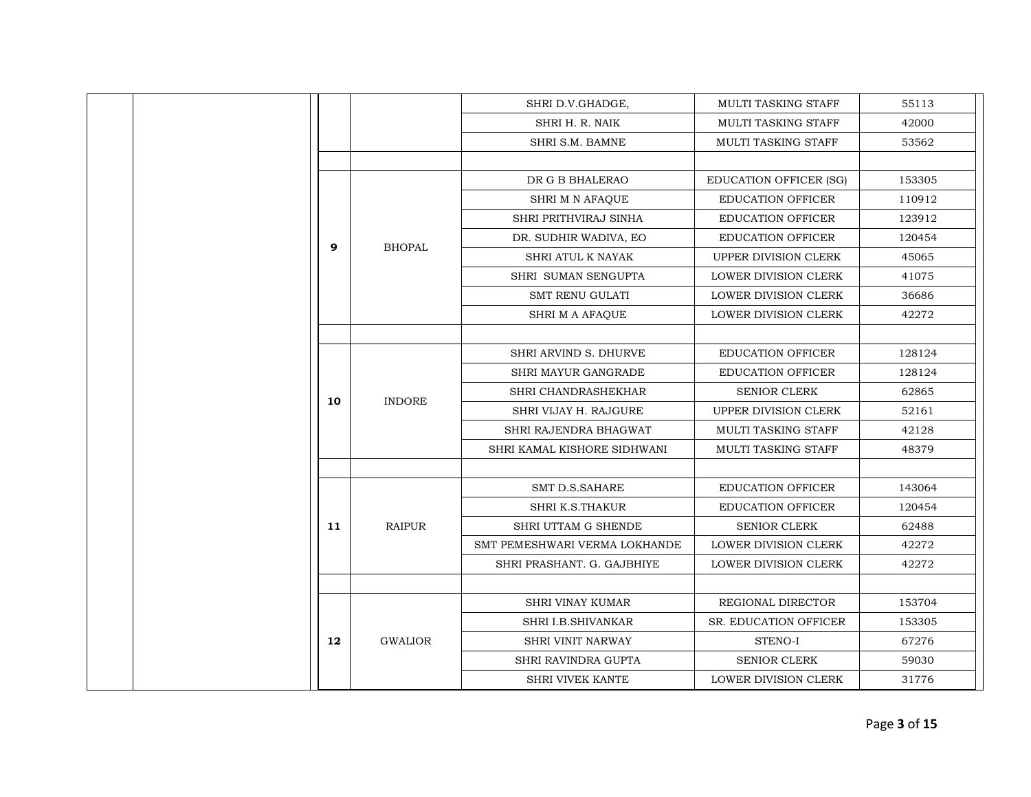| | | | | | | |
|---|---|---|---|---|---|---|
| | | | | SHRI D.V.GHADGE, | MULTI TASKING STAFF | 55113 |
| | | | | SHRI H. R. NAIK | MULTI TASKING STAFF | 42000 |
| | | | | SHRI S.M. BAMNE | MULTI TASKING STAFF | 53562 |
| | | | | | | |
| | | 9 | BHOPAL | DR G B BHALERAO | EDUCATION OFFICER (SG) | 153305 |
| | | | | SHRI M N AFAQUE | EDUCATION OFFICER | 110912 |
| | | | | SHRI PRITHVIRAJ SINHA | EDUCATION OFFICER | 123912 |
| | | | | DR. SUDHIR WADIVA, EO | EDUCATION OFFICER | 120454 |
| | | | | SHRI ATUL K NAYAK | UPPER DIVISION CLERK | 45065 |
| | | | | SHRI SUMAN SENGUPTA | LOWER DIVISION CLERK | 41075 |
| | | | | SMT RENU GULATI | LOWER DIVISION CLERK | 36686 |
| | | | | SHRI M A AFAQUE | LOWER DIVISION CLERK | 42272 |
| | | | | | | |
| | | 10 | INDORE | SHRI ARVIND S. DHURVE | EDUCATION OFFICER | 128124 |
| | | | | SHRI MAYUR GANGRADE | EDUCATION OFFICER | 128124 |
| | | | | SHRI CHANDRASHEKHAR | SENIOR CLERK | 62865 |
| | | | | SHRI VIJAY H. RAJGURE | UPPER DIVISION CLERK | 52161 |
| | | | | SHRI RAJENDRA BHAGWAT | MULTI TASKING STAFF | 42128 |
| | | | | SHRI KAMAL KISHORE SIDHWANI | MULTI TASKING STAFF | 48379 |
| | | | | | | |
| | | 11 | RAIPUR | SMT D.S.SAHARE | EDUCATION OFFICER | 143064 |
| | | | | SHRI K.S.THAKUR | EDUCATION OFFICER | 120454 |
| | | | | SHRI UTTAM G SHENDE | SENIOR CLERK | 62488 |
| | | | | SMT PEMESHWARI VERMA LOKHANDE | LOWER DIVISION CLERK | 42272 |
| | | | | SHRI PRASHANT. G. GAJBHIYE | LOWER DIVISION CLERK | 42272 |
| | | | | | | |
| | | 12 | GWALIOR | SHRI VINAY KUMAR | REGIONAL DIRECTOR | 153704 |
| | | | | SHRI I.B.SHIVANKAR | SR. EDUCATION OFFICER | 153305 |
| | | | | SHRI VINIT NARWAY | STENO-I | 67276 |
| | | | | SHRI RAVINDRA GUPTA | SENIOR CLERK | 59030 |
| | | | | SHRI VIVEK KANTE | LOWER DIVISION CLERK | 31776 |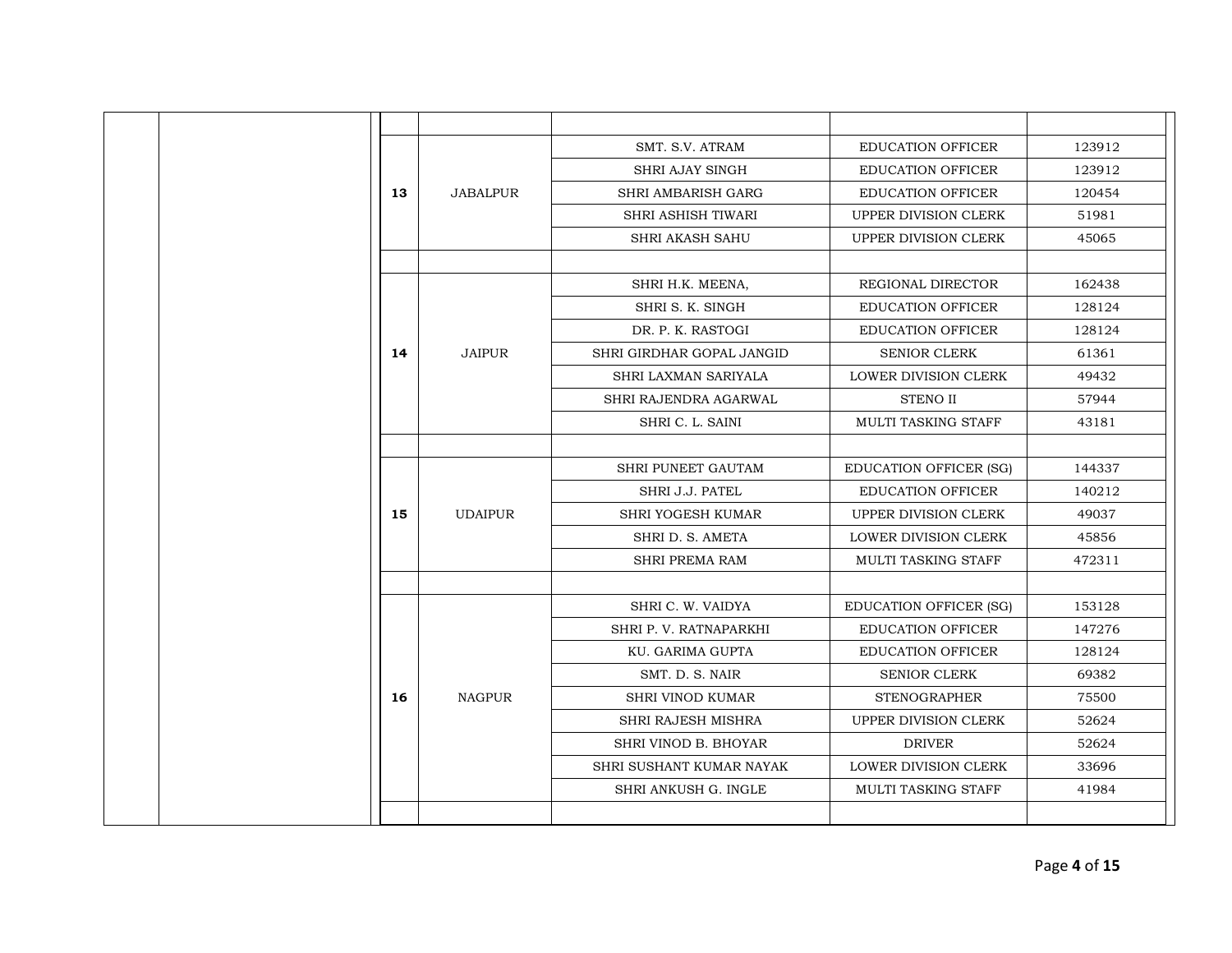| | | | | | | |
|---|---|---|---|---|---|---|
| | | | | | | |
| | | 13 | JABALPUR | SMT. S.V. ATRAM | EDUCATION OFFICER | 123912 |
| | | | | SHRI AJAY SINGH | EDUCATION OFFICER | 123912 |
| | | | | SHRI AMBARISH GARG | EDUCATION OFFICER | 120454 |
| | | | | SHRI ASHISH TIWARI | UPPER DIVISION CLERK | 51981 |
| | | | | SHRI AKASH SAHU | UPPER DIVISION CLERK | 45065 |
| | | | | | | |
| | | 14 | JAIPUR | SHRI H.K. MEENA, | REGIONAL DIRECTOR | 162438 |
| | | | | SHRI S. K. SINGH | EDUCATION OFFICER | 128124 |
| | | | | DR. P. K. RASTOGI | EDUCATION OFFICER | 128124 |
| | | | | SHRI GIRDHAR GOPAL JANGID | SENIOR CLERK | 61361 |
| | | | | SHRI LAXMAN SARIYALA | LOWER DIVISION CLERK | 49432 |
| | | | | SHRI RAJENDRA AGARWAL | STENO II | 57944 |
| | | | | SHRI C. L. SAINI | MULTI TASKING STAFF | 43181 |
| | | | | | | |
| | | 15 | UDAIPUR | SHRI PUNEET GAUTAM | EDUCATION OFFICER (SG) | 144337 |
| | | | | SHRI J.J. PATEL | EDUCATION OFFICER | 140212 |
| | | | | SHRI YOGESH KUMAR | UPPER DIVISION CLERK | 49037 |
| | | | | SHRI D. S. AMETA | LOWER DIVISION CLERK | 45856 |
| | | | | SHRI PREMA RAM | MULTI TASKING STAFF | 472311 |
| | | | | | | |
| | | 16 | NAGPUR | SHRI C. W. VAIDYA | EDUCATION OFFICER (SG) | 153128 |
| | | | | SHRI P. V. RATNAPARKHI | EDUCATION OFFICER | 147276 |
| | | | | KU. GARIMA GUPTA | EDUCATION OFFICER | 128124 |
| | | | | SMT. D. S. NAIR | SENIOR CLERK | 69382 |
| | | | | SHRI VINOD KUMAR | STENOGRAPHER | 75500 |
| | | | | SHRI RAJESH MISHRA | UPPER DIVISION CLERK | 52624 |
| | | | | SHRI VINOD B. BHOYAR | DRIVER | 52624 |
| | | | | SHRI SUSHANT KUMAR NAYAK | LOWER DIVISION CLERK | 33696 |
| | | | | SHRI ANKUSH G. INGLE | MULTI TASKING STAFF | 41984 |
| | | | | | | |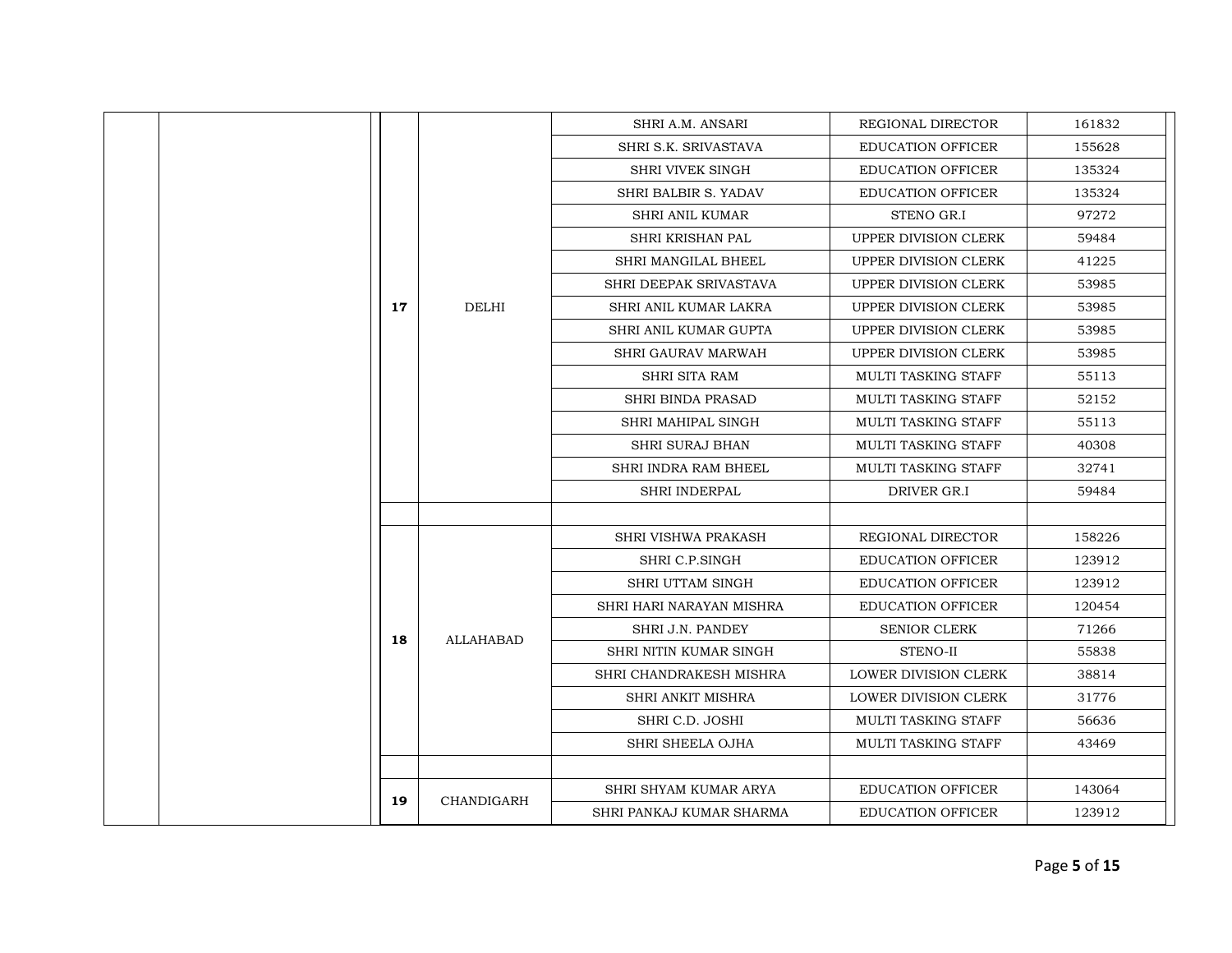| | | | | | | |
|---|---|---|---|---|---|---|
| | | 17 | DELHI | SHRI A.M. ANSARI | REGIONAL DIRECTOR | 161832 |
| | | | | SHRI S.K. SRIVASTAVA | EDUCATION OFFICER | 155628 |
| | | | | SHRI VIVEK SINGH | EDUCATION OFFICER | 135324 |
| | | | | SHRI BALBIR S. YADAV | EDUCATION OFFICER | 135324 |
| | | | | SHRI ANIL KUMAR | STENO GR.I | 97272 |
| | | | | SHRI KRISHAN PAL | UPPER DIVISION CLERK | 59484 |
| | | | | SHRI MANGILAL BHEEL | UPPER DIVISION CLERK | 41225 |
| | | | | SHRI DEEPAK SRIVASTAVA | UPPER DIVISION CLERK | 53985 |
| | | | | SHRI ANIL KUMAR LAKRA | UPPER DIVISION CLERK | 53985 |
| | | | | SHRI ANIL KUMAR GUPTA | UPPER DIVISION CLERK | 53985 |
| | | | | SHRI GAURAV MARWAH | UPPER DIVISION CLERK | 53985 |
| | | | | SHRI SITA RAM | MULTI TASKING STAFF | 55113 |
| | | | | SHRI BINDA PRASAD | MULTI TASKING STAFF | 52152 |
| | | | | SHRI MAHIPAL SINGH | MULTI TASKING STAFF | 55113 |
| | | | | SHRI SURAJ BHAN | MULTI TASKING STAFF | 40308 |
| | | | | SHRI INDRA RAM BHEEL | MULTI TASKING STAFF | 32741 |
| | | | | SHRI INDERPAL | DRIVER GR.I | 59484 |
| | | | | | | |
| | | 18 | ALLAHABAD | SHRI VISHWA PRAKASH | REGIONAL DIRECTOR | 158226 |
| | | | | SHRI C.P.SINGH | EDUCATION OFFICER | 123912 |
| | | | | SHRI UTTAM SINGH | EDUCATION OFFICER | 123912 |
| | | | | SHRI HARI NARAYAN MISHRA | EDUCATION OFFICER | 120454 |
| | | | | SHRI J.N. PANDEY | SENIOR CLERK | 71266 |
| | | | | SHRI NITIN KUMAR SINGH | STENO-II | 55838 |
| | | | | SHRI CHANDRAKESH MISHRA | LOWER DIVISION CLERK | 38814 |
| | | | | SHRI ANKIT MISHRA | LOWER DIVISION CLERK | 31776 |
| | | | | SHRI C.D. JOSHI | MULTI TASKING STAFF | 56636 |
| | | | | SHRI SHEELA OJHA | MULTI TASKING STAFF | 43469 |
| | | | | | | |
| | | 19 | CHANDIGARH | SHRI SHYAM KUMAR ARYA | EDUCATION OFFICER | 143064 |
| | | | | SHRI PANKAJ KUMAR SHARMA | EDUCATION OFFICER | 123912 |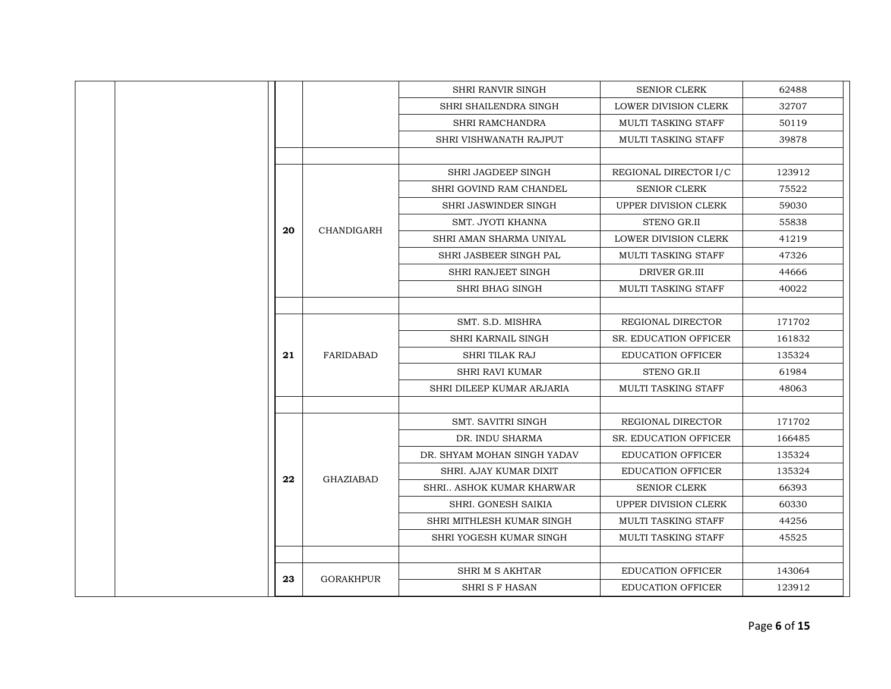| | | | | | | |
|---|---|---|---|---|---|---|
| | | | | SHRI RANVIR SINGH | SENIOR CLERK | 62488 |
| | | | | SHRI SHAILENDRA SINGH | LOWER DIVISION CLERK | 32707 |
| | | | | SHRI RAMCHANDRA | MULTI TASKING STAFF | 50119 |
| | | | | SHRI VISHWANATH RAJPUT | MULTI TASKING STAFF | 39878 |
| | | | | | | |
| | | **20** | CHANDIGARH | SHRI JAGDEEP SINGH | REGIONAL DIRECTOR I/C | 123912 |
| | | | | SHRI GOVIND RAM CHANDEL | SENIOR CLERK | 75522 |
| | | | | SHRI JASWINDER SINGH | UPPER DIVISION CLERK | 59030 |
| | | | | SMT. JYOTI KHANNA | STENO GR.II | 55838 |
| | | | | SHRI AMAN SHARMA UNIYAL | LOWER DIVISION CLERK | 41219 |
| | | | | SHRI JASBEER SINGH PAL | MULTI TASKING STAFF | 47326 |
| | | | | SHRI RANJEET SINGH | DRIVER GR.III | 44666 |
| | | | | SHRI BHAG SINGH | MULTI TASKING STAFF | 40022 |
| | | | | | | |
| | | **21** | FARIDABAD | SMT. S.D. MISHRA | REGIONAL DIRECTOR | 171702 |
| | | | | SHRI KARNAIL SINGH | SR. EDUCATION OFFICER | 161832 |
| | | | | SHRI TILAK RAJ | EDUCATION OFFICER | 135324 |
| | | | | SHRI RAVI KUMAR | STENO GR.II | 61984 |
| | | | | SHRI DILEEP KUMAR ARJARIA | MULTI TASKING STAFF | 48063 |
| | | | | | | |
| | | **22** | GHAZIABAD | SMT. SAVITRI SINGH | REGIONAL DIRECTOR | 171702 |
| | | | | DR. INDU SHARMA | SR. EDUCATION OFFICER | 166485 |
| | | | | DR. SHYAM MOHAN SINGH YADAV | EDUCATION OFFICER | 135324 |
| | | | | SHRI. AJAY KUMAR DIXIT | EDUCATION OFFICER | 135324 |
| | | | | SHRI.. ASHOK KUMAR KHARWAR | SENIOR CLERK | 66393 |
| | | | | SHRI. GONESH SAIKIA | UPPER DIVISION CLERK | 60330 |
| | | | | SHRI MITHLESH KUMAR SINGH | MULTI TASKING STAFF | 44256 |
| | | | | SHRI YOGESH KUMAR SINGH | MULTI TASKING STAFF | 45525 |
| | | | | | | |
| | | **23** | GORAKHPUR | SHRI M S AKHTAR | EDUCATION OFFICER | 143064 |
| | | | | SHRI S F HASAN | EDUCATION OFFICER | 123912 |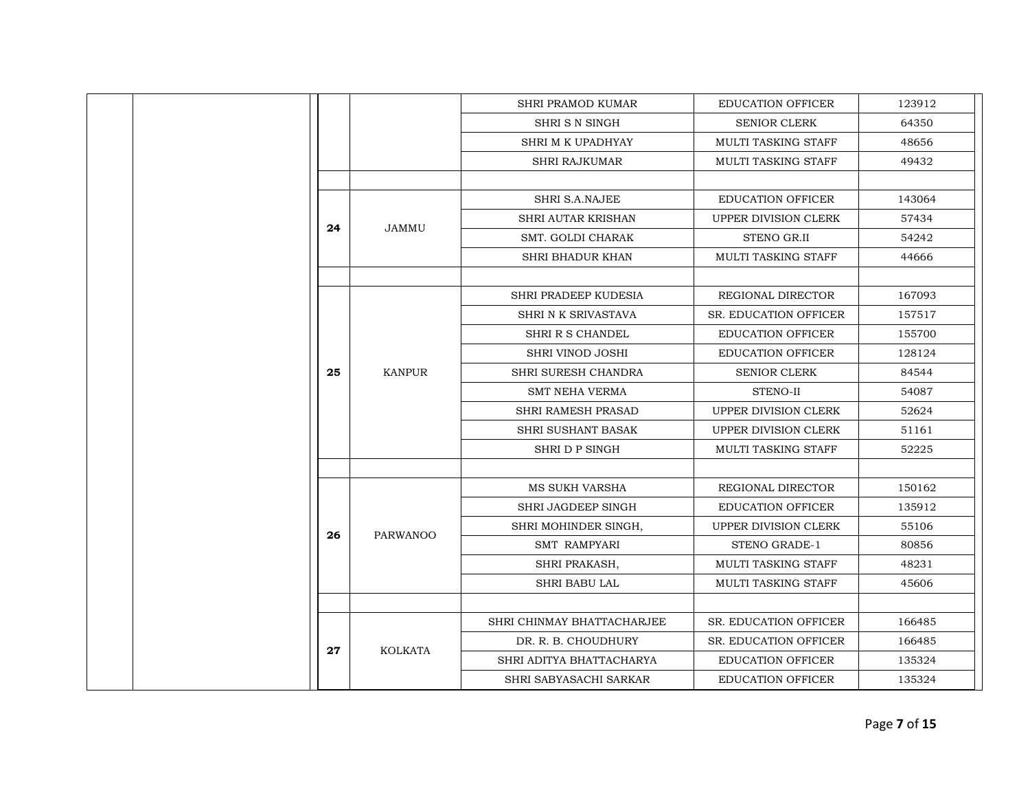| | | | | | | |
|---|---|---|---|---|---|---|
| | | | | SHRI PRAMOD KUMAR | EDUCATION OFFICER | 123912 |
| | | | | SHRI S N SINGH | SENIOR CLERK | 64350 |
| | | | | SHRI M K UPADHYAY | MULTI TASKING STAFF | 48656 |
| | | | | SHRI RAJKUMAR | MULTI TASKING STAFF | 49432 |
| | | | | | | |
| | | **24** | JAMMU | SHRI S.A.NAJEE | EDUCATION OFFICER | 143064 |
| | | | | SHRI AUTAR KRISHAN | UPPER DIVISION CLERK | 57434 |
| | | | | SMT. GOLDI CHARAK | STENO GR.II | 54242 |
| | | | | SHRI BHADUR KHAN | MULTI TASKING STAFF | 44666 |
| | | | | | | |
| | | **25** | KANPUR | SHRI PRADEEP KUDESIA | REGIONAL DIRECTOR | 167093 |
| | | | | SHRI N K SRIVASTAVA | SR. EDUCATION OFFICER | 157517 |
| | | | | SHRI R S CHANDEL | EDUCATION OFFICER | 155700 |
| | | | | SHRI VINOD JOSHI | EDUCATION OFFICER | 128124 |
| | | | | SHRI SURESH CHANDRA | SENIOR CLERK | 84544 |
| | | | | SMT NEHA VERMA | STENO-II | 54087 |
| | | | | SHRI RAMESH PRASAD | UPPER DIVISION CLERK | 52624 |
| | | | | SHRI SUSHANT BASAK | UPPER DIVISION CLERK | 51161 |
| | | | | SHRI D P SINGH | MULTI TASKING STAFF | 52225 |
| | | | | | | |
| | | **26** | PARWANOO | MS SUKH VARSHA | REGIONAL DIRECTOR | 150162 |
| | | | | SHRI JAGDEEP SINGH | EDUCATION OFFICER | 135912 |
| | | | | SHRI MOHINDER SINGH, | UPPER DIVISION CLERK | 55106 |
| | | | | SMT RAMPYARI | STENO GRADE-1 | 80856 |
| | | | | SHRI PRAKASH, | MULTI TASKING STAFF | 48231 |
| | | | | SHRI BABU LAL | MULTI TASKING STAFF | 45606 |
| | | | | | | |
| | | **27** | KOLKATA | SHRI CHINMAY BHATTACHARJEE | SR. EDUCATION OFFICER | 166485 |
| | | | | DR. R. B. CHOUDHURY | SR. EDUCATION OFFICER | 166485 |
| | | | | SHRI ADITYA BHATTACHARYA | EDUCATION OFFICER | 135324 |
| | | | | SHRI SABYASACHI SARKAR | EDUCATION OFFICER | 135324 |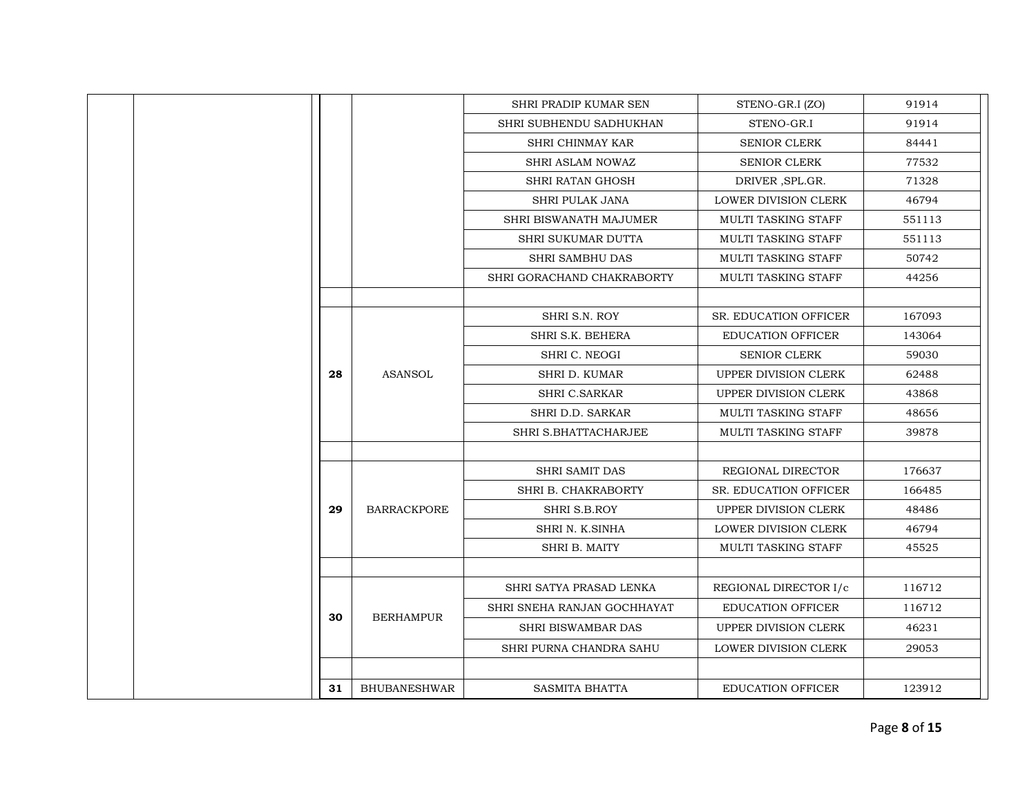| | | | | | | |
|---|---|---|---|---|---|---|
| | | | | SHRI PRADIP KUMAR SEN | STENO-GR.I (ZO) | 91914 |
| | | | | SHRI SUBHENDU SADHUKHAN | STENO-GR.I | 91914 |
| | | | | SHRI CHINMAY KAR | SENIOR CLERK | 84441 |
| | | | | SHRI ASLAM NOWAZ | SENIOR CLERK | 77532 |
| | | | | SHRI RATAN GHOSH | DRIVER ,SPL.GR. | 71328 |
| | | | | SHRI PULAK JANA | LOWER DIVISION CLERK | 46794 |
| | | | | SHRI BISWANATH MAJUMER | MULTI TASKING STAFF | 551113 |
| | | | | SHRI SUKUMAR DUTTA | MULTI TASKING STAFF | 551113 |
| | | | | SHRI SAMBHU DAS | MULTI TASKING STAFF | 50742 |
| | | | | SHRI GORACHAND CHAKRABORTY | MULTI TASKING STAFF | 44256 |
| | | | | | | |
| | | **28** | ASANSOL | SHRI S.N. ROY | SR. EDUCATION OFFICER | 167093 |
| | | | | SHRI S.K. BEHERA | EDUCATION OFFICER | 143064 |
| | | | | SHRI C. NEOGI | SENIOR CLERK | 59030 |
| | | | | SHRI D. KUMAR | UPPER DIVISION CLERK | 62488 |
| | | | | SHRI C.SARKAR | UPPER DIVISION CLERK | 43868 |
| | | | | SHRI D.D. SARKAR | MULTI TASKING STAFF | 48656 |
| | | | | SHRI S.BHATTACHARJEE | MULTI TASKING STAFF | 39878 |
| | | | | | | |
| | | **29** | BARRACKPORE | SHRI SAMIT DAS | REGIONAL DIRECTOR | 176637 |
| | | | | SHRI B. CHAKRABORTY | SR. EDUCATION OFFICER | 166485 |
| | | | | SHRI S.B.ROY | UPPER DIVISION CLERK | 48486 |
| | | | | SHRI N. K.SINHA | LOWER DIVISION CLERK | 46794 |
| | | | | SHRI B. MAITY | MULTI TASKING STAFF | 45525 |
| | | | | | | |
| | | **30** | BERHAMPUR | SHRI SATYA PRASAD LENKA | REGIONAL DIRECTOR I/c | 116712 |
| | | | | SHRI SNEHA RANJAN GOCHHAYAT | EDUCATION OFFICER | 116712 |
| | | | | SHRI BISWAMBAR DAS | UPPER DIVISION CLERK | 46231 |
| | | | | SHRI PURNA CHANDRA SAHU | LOWER DIVISION CLERK | 29053 |
| | | | | | | |
| | | **31** | BHUBANESHWAR | SASMITA BHATTA | EDUCATION OFFICER | 123912 |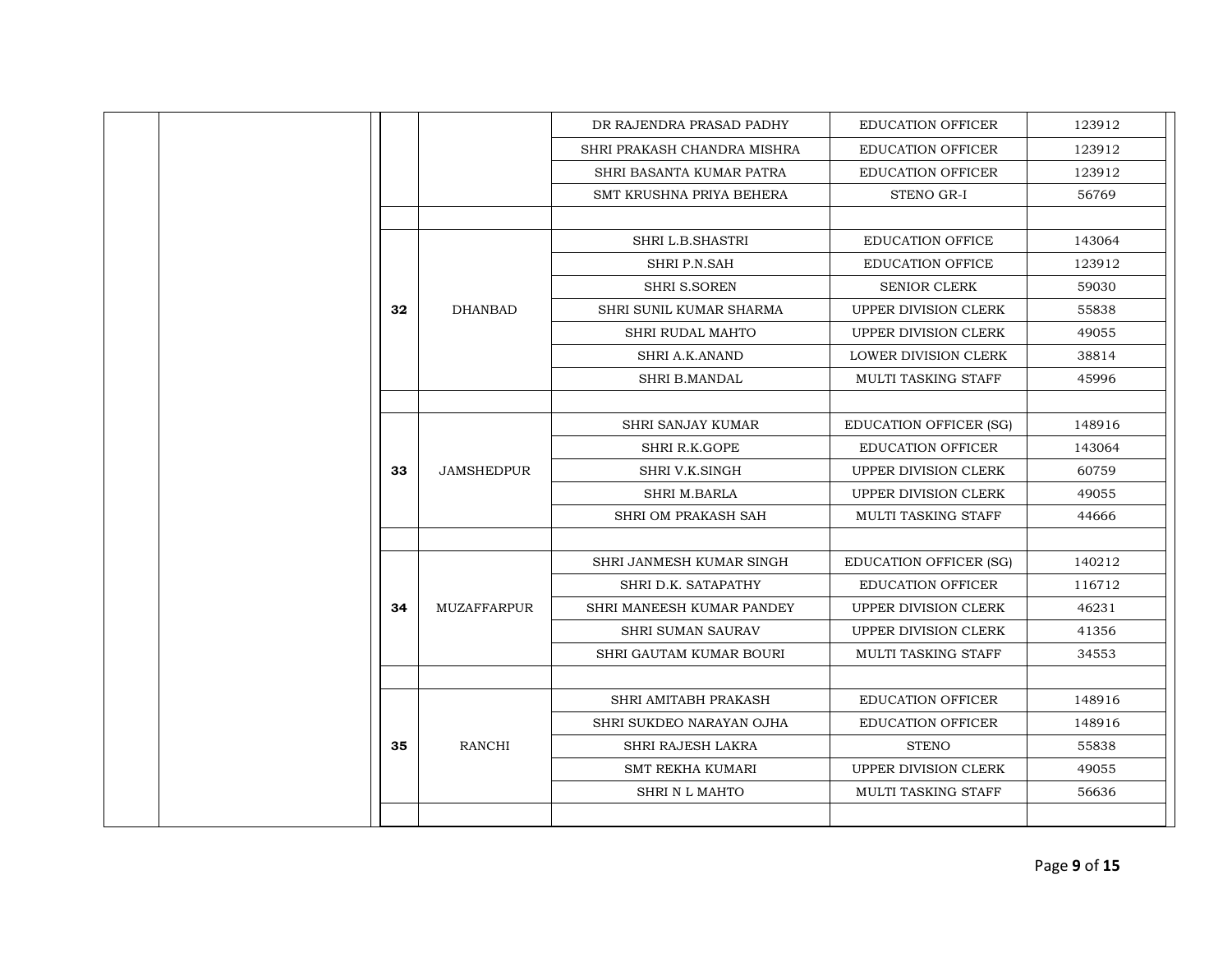| | | | | | | |
|---|---|---|---|---|---|---|
| | | | | DR RAJENDRA PRASAD PADHY | EDUCATION OFFICER | 123912 |
| | | | | SHRI PRAKASH CHANDRA MISHRA | EDUCATION OFFICER | 123912 |
| | | | | SHRI BASANTA KUMAR PATRA | EDUCATION OFFICER | 123912 |
| | | | | SMT KRUSHNA PRIYA BEHERA | STENO GR-I | 56769 |
| | | | | | | |
| | | **32** | DHANBAD | SHRI L.B.SHASTRI | EDUCATION OFFICE | 143064 |
| | | | | SHRI P.N.SAH | EDUCATION OFFICE | 123912 |
| | | | | SHRI S.SOREN | SENIOR CLERK | 59030 |
| | | | | SHRI SUNIL KUMAR SHARMA | UPPER DIVISION CLERK | 55838 |
| | | | | SHRI RUDAL MAHTO | UPPER DIVISION CLERK | 49055 |
| | | | | SHRI A.K.ANAND | LOWER DIVISION CLERK | 38814 |
| | | | | SHRI B.MANDAL | MULTI TASKING STAFF | 45996 |
| | | | | | | |
| | | **33** | JAMSHEDPUR | SHRI SANJAY KUMAR | EDUCATION OFFICER (SG) | 148916 |
| | | | | SHRI R.K.GOPE | EDUCATION OFFICER | 143064 |
| | | | | SHRI V.K.SINGH | UPPER DIVISION CLERK | 60759 |
| | | | | SHRI M.BARLA | UPPER DIVISION CLERK | 49055 |
| | | | | SHRI OM PRAKASH SAH | MULTI TASKING STAFF | 44666 |
| | | | | | | |
| | | **34** | MUZAFFARPUR | SHRI JANMESH KUMAR SINGH | EDUCATION OFFICER (SG) | 140212 |
| | | | | SHRI D.K. SATAPATHY | EDUCATION OFFICER | 116712 |
| | | | | SHRI MANEESH KUMAR PANDEY | UPPER DIVISION CLERK | 46231 |
| | | | | SHRI SUMAN SAURAV | UPPER DIVISION CLERK | 41356 |
| | | | | SHRI GAUTAM KUMAR BOURI | MULTI TASKING STAFF | 34553 |
| | | | | | | |
| | | **35** | RANCHI | SHRI AMITABH PRAKASH | EDUCATION OFFICER | 148916 |
| | | | | SHRI SUKDEO NARAYAN OJHA | EDUCATION OFFICER | 148916 |
| | | | | SHRI RAJESH LAKRA | STENO | 55838 |
| | | | | SMT REKHA KUMARI | UPPER DIVISION CLERK | 49055 |
| | | | | SHRI N L MAHTO | MULTI TASKING STAFF | 56636 |
| | | | | | | |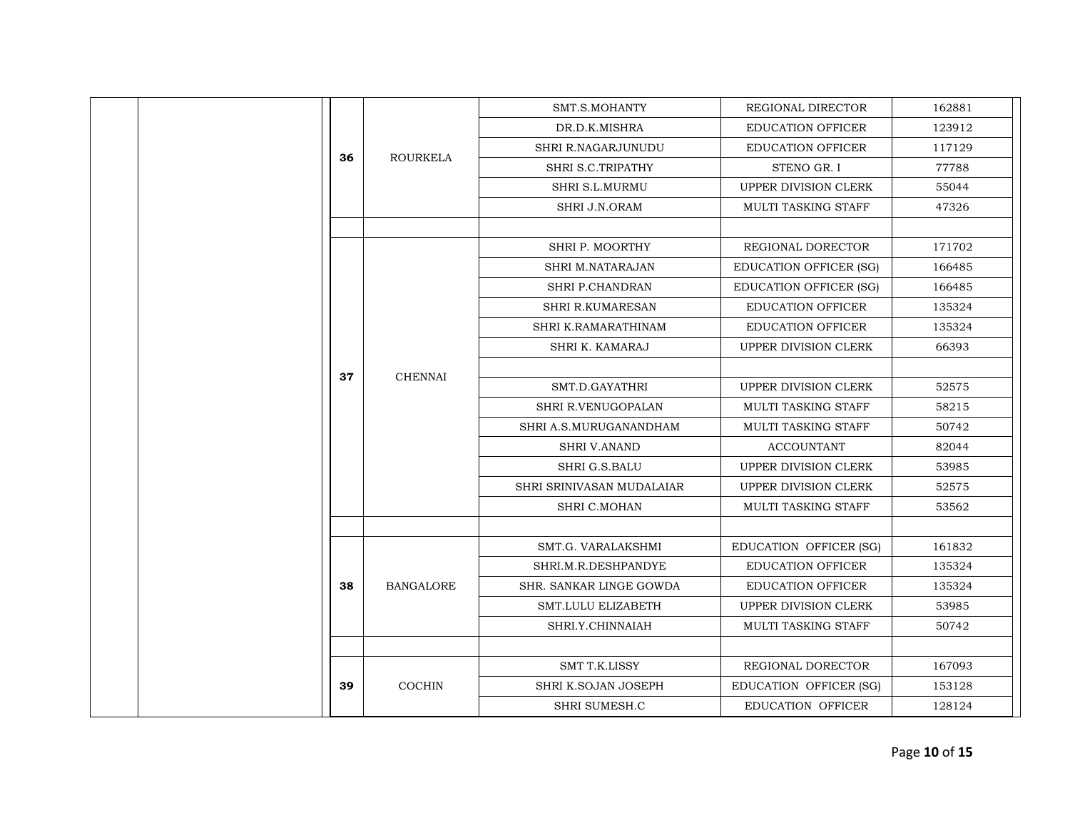| | | | | | | |
|---|---|---|---|---|---|---|
| | | 36 | ROURKELA | SMT.S.MOHANTY | REGIONAL DIRECTOR | 162881 |
| | | | | DR.D.K.MISHRA | EDUCATION OFFICER | 123912 |
| | | | | SHRI R.NAGARJUNUDU | EDUCATION OFFICER | 117129 |
| | | | | SHRI S.C.TRIPATHY | STENO GR. I | 77788 |
| | | | | SHRI S.L.MURMU | UPPER DIVISION CLERK | 55044 |
| | | | | SHRI J.N.ORAM | MULTI TASKING STAFF | 47326 |
| | | | | | | |
| | | 37 | CHENNAI | SHRI P. MOORTHY | REGIONAL DORECTOR | 171702 |
| | | | | SHRI M.NATARAJAN | EDUCATION OFFICER (SG) | 166485 |
| | | | | SHRI P.CHANDRAN | EDUCATION OFFICER (SG) | 166485 |
| | | | | SHRI R.KUMARESAN | EDUCATION OFFICER | 135324 |
| | | | | SHRI K.RAMARATHINAM | EDUCATION OFFICER | 135324 |
| | | | | SHRI K. KAMARAJ | UPPER DIVISION CLERK | 66393 |
| | | | | | | |
| | | | | SMT.D.GAYATHRI | UPPER DIVISION CLERK | 52575 |
| | | | | SHRI R.VENUGOPALAN | MULTI TASKING STAFF | 58215 |
| | | | | SHRI A.S.MURUGANANDHAM | MULTI TASKING STAFF | 50742 |
| | | | | SHRI V.ANAND | ACCOUNTANT | 82044 |
| | | | | SHRI G.S.BALU | UPPER DIVISION CLERK | 53985 |
| | | | | SHRI SRINIVASAN MUDALAIAR | UPPER DIVISION CLERK | 52575 |
| | | | | SHRI C.MOHAN | MULTI TASKING STAFF | 53562 |
| | | | | | | |
| | | 38 | BANGALORE | SMT.G. VARALAKSHMI | EDUCATION OFFICER (SG) | 161832 |
| | | | | SHRI.M.R.DESHPANDYE | EDUCATION OFFICER | 135324 |
| | | | | SHR. SANKAR LINGE GOWDA | EDUCATION OFFICER | 135324 |
| | | | | SMT.LULU ELIZABETH | UPPER DIVISION CLERK | 53985 |
| | | | | SHRI.Y.CHINNAIAH | MULTI TASKING STAFF | 50742 |
| | | | | | | |
| | | 39 | COCHIN | SMT T.K.LISSY | REGIONAL DORECTOR | 167093 |
| | | | | SHRI K.SOJAN JOSEPH | EDUCATION OFFICER (SG) | 153128 |
| | | | | SHRI SUMESH.C | EDUCATION OFFICER | 128124 |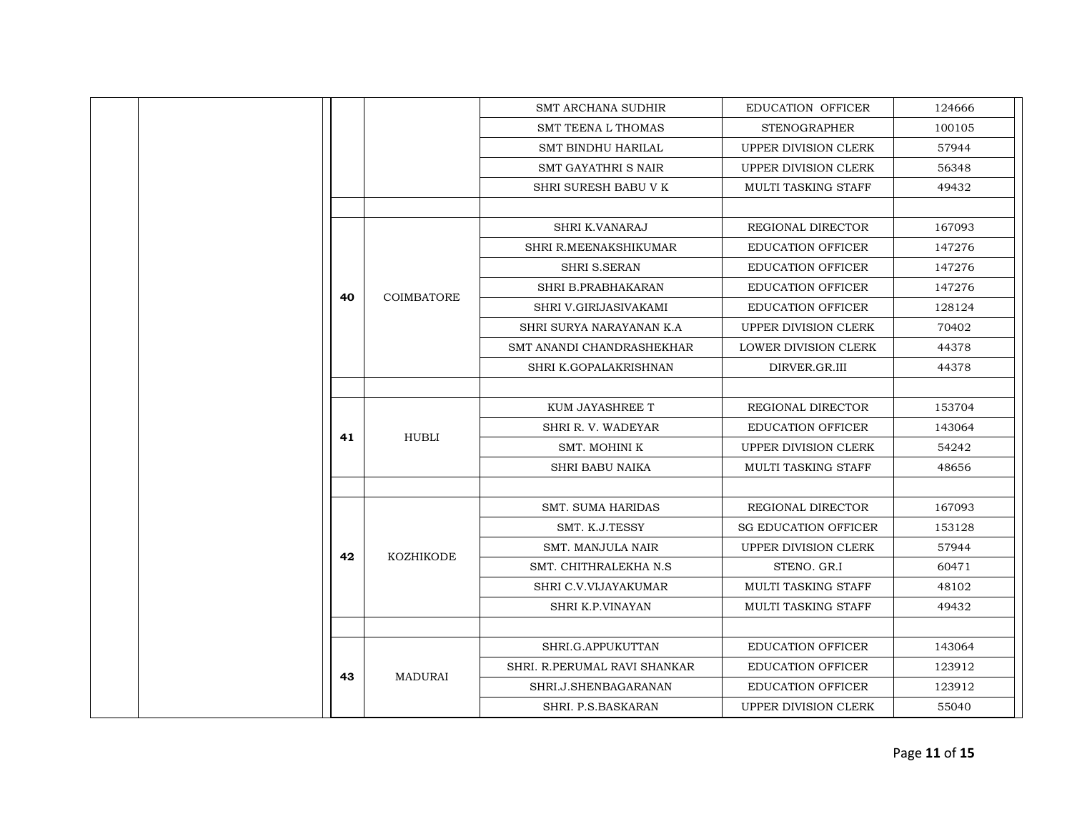| | | | | | | |
|---|---|---|---|---|---|---|
| | | | | SMT ARCHANA SUDHIR | EDUCATION OFFICER | 124666 |
| | | | | SMT TEENA L THOMAS | STENOGRAPHER | 100105 |
| | | | | SMT BINDHU HARILAL | UPPER DIVISION CLERK | 57944 |
| | | | | SMT GAYATHRI S NAIR | UPPER DIVISION CLERK | 56348 |
| | | | | SHRI SURESH BABU V K | MULTI TASKING STAFF | 49432 |
| | | | | | | |
| | | **40** | COIMBATORE | SHRI K.VANARAJ | REGIONAL DIRECTOR | 167093 |
| | | | | SHRI R.MEENAKSHIKUMAR | EDUCATION OFFICER | 147276 |
| | | | | SHRI S.SERAN | EDUCATION OFFICER | 147276 |
| | | | | SHRI B.PRABHAKARAN | EDUCATION OFFICER | 147276 |
| | | | | SHRI V.GIRIJASIVAKAMI | EDUCATION OFFICER | 128124 |
| | | | | SHRI SURYA NARAYANAN K.A | UPPER DIVISION CLERK | 70402 |
| | | | | SMT ANANDI CHANDRASHEKHAR | LOWER DIVISION CLERK | 44378 |
| | | | | SHRI K.GOPALAKRISHNAN | DIRVER.GR.III | 44378 |
| | | | | | | |
| | | **41** | HUBLI | KUM JAYASHREE T | REGIONAL DIRECTOR | 153704 |
| | | | | SHRI R. V. WADEYAR | EDUCATION OFFICER | 143064 |
| | | | | SMT. MOHINI K | UPPER DIVISION CLERK | 54242 |
| | | | | SHRI BABU NAIKA | MULTI TASKING STAFF | 48656 |
| | | | | | | |
| | | **42** | KOZHIKODE | SMT. SUMA HARIDAS | REGIONAL DIRECTOR | 167093 |
| | | | | SMT. K.J.TESSY | SG EDUCATION OFFICER | 153128 |
| | | | | SMT. MANJULA NAIR | UPPER DIVISION CLERK | 57944 |
| | | | | SMT. CHITHRALEKHA N.S | STENO. GR.I | 60471 |
| | | | | SHRI C.V.VIJAYAKUMAR | MULTI TASKING STAFF | 48102 |
| | | | | SHRI K.P.VINAYAN | MULTI TASKING STAFF | 49432 |
| | | | | | | |
| | | **43** | MADURAI | SHRI.G.APPUKUTTAN | EDUCATION OFFICER | 143064 |
| | | | | SHRI. R.PERUMAL RAVI SHANKAR | EDUCATION OFFICER | 123912 |
| | | | | SHRI.J.SHENBAGARANAN | EDUCATION OFFICER | 123912 |
| | | | | SHRI. P.S.BASKARAN | UPPER DIVISION CLERK | 55040 |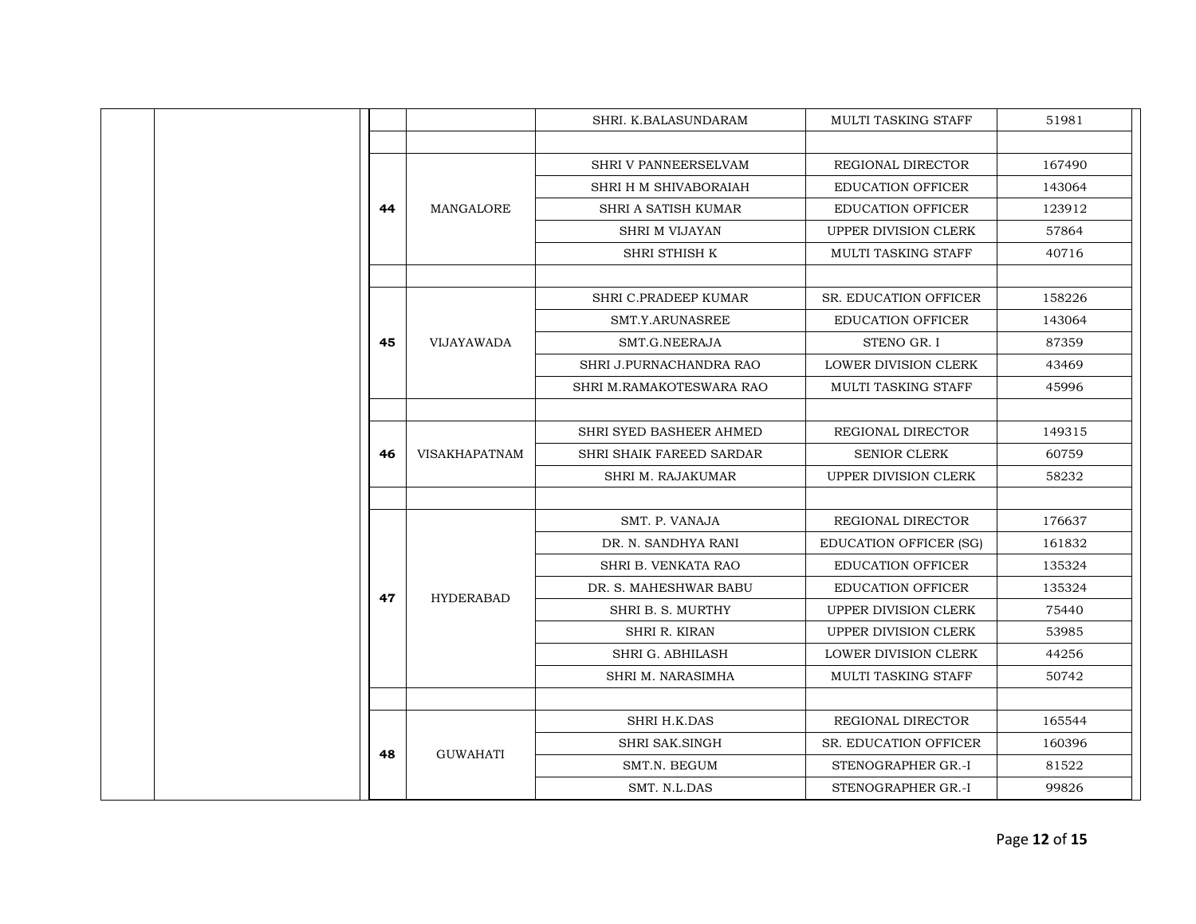| | | | | | | |
|---|---|---|---|---|---|---|
| | | | | SHRI. K.BALASUNDARAM | MULTI TASKING STAFF | 51981 |
| | | | | | | |
| | | **44** | MANGALORE | SHRI V PANNEERSELVAM | REGIONAL DIRECTOR | 167490 |
| | | | | SHRI H M SHIVABORAIAH | EDUCATION OFFICER | 143064 |
| | | | | SHRI A SATISH KUMAR | EDUCATION OFFICER | 123912 |
| | | | | SHRI M VIJAYAN | UPPER DIVISION CLERK | 57864 |
| | | | | SHRI STHISH K | MULTI TASKING STAFF | 40716 |
| | | | | | | |
| | | **45** | VIJAYAWADA | SHRI C.PRADEEP KUMAR | SR. EDUCATION OFFICER | 158226 |
| | | | | SMT.Y.ARUNASREE | EDUCATION OFFICER | 143064 |
| | | | | SMT.G.NEERAJA | STENO GR. I | 87359 |
| | | | | SHRI J.PURNACHANDRA RAO | LOWER DIVISION CLERK | 43469 |
| | | | | SHRI M.RAMAKOTESWARA RAO | MULTI TASKING STAFF | 45996 |
| | | | | | | |
| | | **46** | VISAKHAPATNAM | SHRI SYED BASHEER AHMED | REGIONAL DIRECTOR | 149315 |
| | | | | SHRI SHAIK FAREED SARDAR | SENIOR CLERK | 60759 |
| | | | | SHRI M. RAJAKUMAR | UPPER DIVISION CLERK | 58232 |
| | | | | | | |
| | | **47** | HYDERABAD | SMT. P. VANAJA | REGIONAL DIRECTOR | 176637 |
| | | | | DR. N. SANDHYA RANI | EDUCATION OFFICER (SG) | 161832 |
| | | | | SHRI B. VENKATA RAO | EDUCATION OFFICER | 135324 |
| | | | | DR. S. MAHESHWAR BABU | EDUCATION OFFICER | 135324 |
| | | | | SHRI B. S. MURTHY | UPPER DIVISION CLERK | 75440 |
| | | | | SHRI R. KIRAN | UPPER DIVISION CLERK | 53985 |
| | | | | SHRI G. ABHILASH | LOWER DIVISION CLERK | 44256 |
| | | | | SHRI M. NARASIMHA | MULTI TASKING STAFF | 50742 |
| | | | | | | |
| | | **48** | GUWAHATI | SHRI H.K.DAS | REGIONAL DIRECTOR | 165544 |
| | | | | SHRI SAK.SINGH | SR. EDUCATION OFFICER | 160396 |
| | | | | SMT.N. BEGUM | STENOGRAPHER GR.-I | 81522 |
| | | | | SMT. N.L.DAS | STENOGRAPHER GR.-I | 99826 |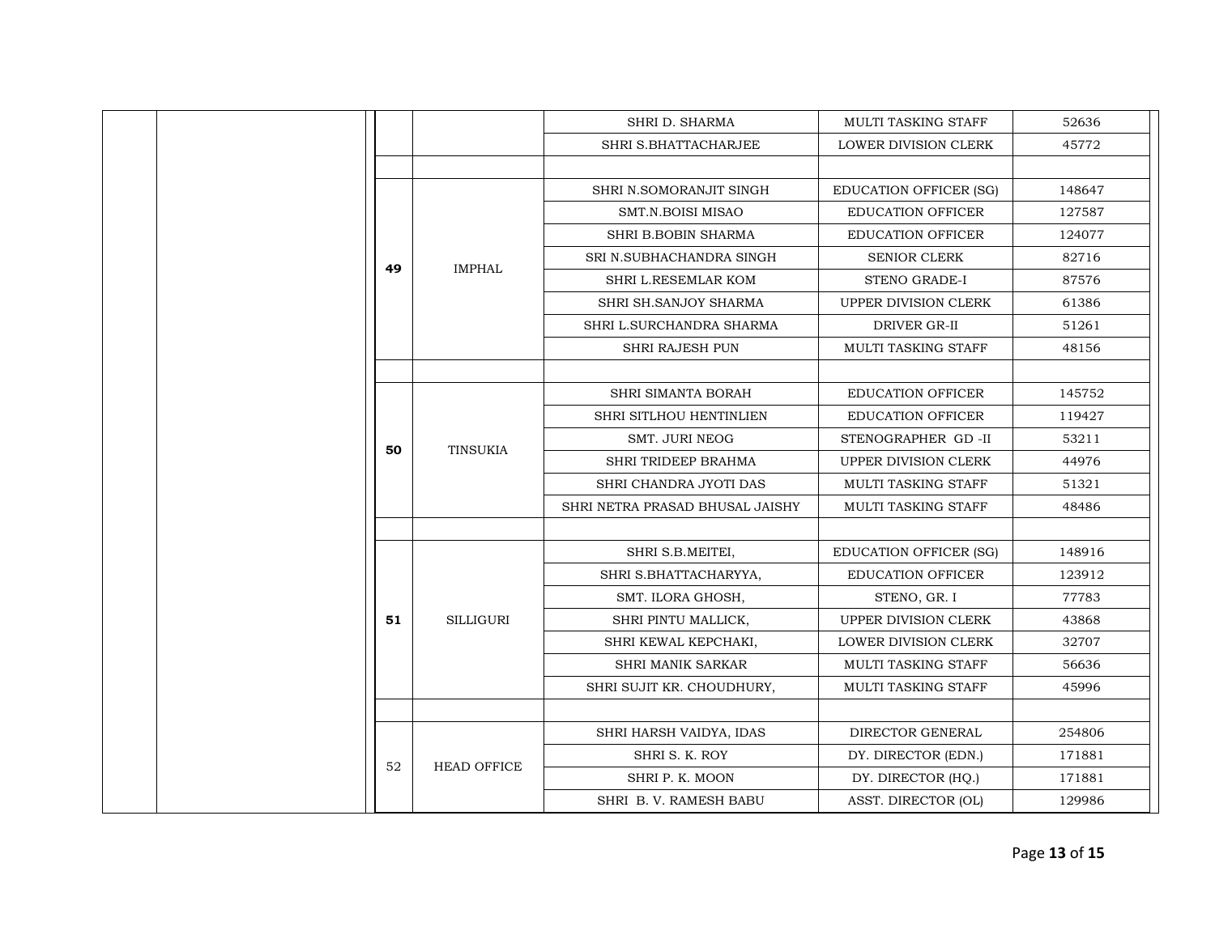| | | | | | | |
|---|---|---|---|---|---|---|
| | | | | SHRI D. SHARMA | MULTI TASKING STAFF | 52636 |
| | | | | SHRI S.BHATTACHARJEE | LOWER DIVISION CLERK | 45772 |
| | | | | | | |
| | | 49 | IMPHAL | SHRI N.SOMORANJIT SINGH | EDUCATION OFFICER (SG) | 148647 |
| | | | | SMT.N.BOISI MISAO | EDUCATION OFFICER | 127587 |
| | | | | SHRI B.BOBIN SHARMA | EDUCATION OFFICER | 124077 |
| | | | | SRI N.SUBHACHANDRA SINGH | SENIOR CLERK | 82716 |
| | | | | SHRI L.RESEMLAR KOM | STENO GRADE-I | 87576 |
| | | | | SHRI SH.SANJOY SHARMA | UPPER DIVISION CLERK | 61386 |
| | | | | SHRI L.SURCHANDRA SHARMA | DRIVER GR-II | 51261 |
| | | | | SHRI RAJESH PUN | MULTI TASKING STAFF | 48156 |
| | | | | | | |
| | | 50 | TINSUKIA | SHRI SIMANTA BORAH | EDUCATION OFFICER | 145752 |
| | | | | SHRI SITLHOU HENTINLIEN | EDUCATION OFFICER | 119427 |
| | | | | SMT. JURI NEOG | STENOGRAPHER GD -II | 53211 |
| | | | | SHRI TRIDEEP BRAHMA | UPPER DIVISION CLERK | 44976 |
| | | | | SHRI CHANDRA JYOTI DAS | MULTI TASKING STAFF | 51321 |
| | | | | SHRI NETRA PRASAD BHUSAL JAISHY | MULTI TASKING STAFF | 48486 |
| | | | | | | |
| | | 51 | SILLIGURI | SHRI S.B.MEITEI, | EDUCATION OFFICER (SG) | 148916 |
| | | | | SHRI S.BHATTACHARYYA, | EDUCATION OFFICER | 123912 |
| | | | | SMT. ILORA GHOSH, | STENO, GR. I | 77783 |
| | | | | SHRI PINTU MALLICK, | UPPER DIVISION CLERK | 43868 |
| | | | | SHRI KEWAL KEPCHAKI, | LOWER DIVISION CLERK | 32707 |
| | | | | SHRI MANIK SARKAR | MULTI TASKING STAFF | 56636 |
| | | | | SHRI SUJIT KR. CHOUDHURY, | MULTI TASKING STAFF | 45996 |
| | | | | | | |
| | | 52 | HEAD OFFICE | SHRI HARSH VAIDYA, IDAS | DIRECTOR GENERAL | 254806 |
| | | | | SHRI S. K. ROY | DY. DIRECTOR (EDN.) | 171881 |
| | | | | SHRI P. K. MOON | DY. DIRECTOR (HQ.) | 171881 |
| | | | | SHRI B. V. RAMESH BABU | ASST. DIRECTOR (OL) | 129986 |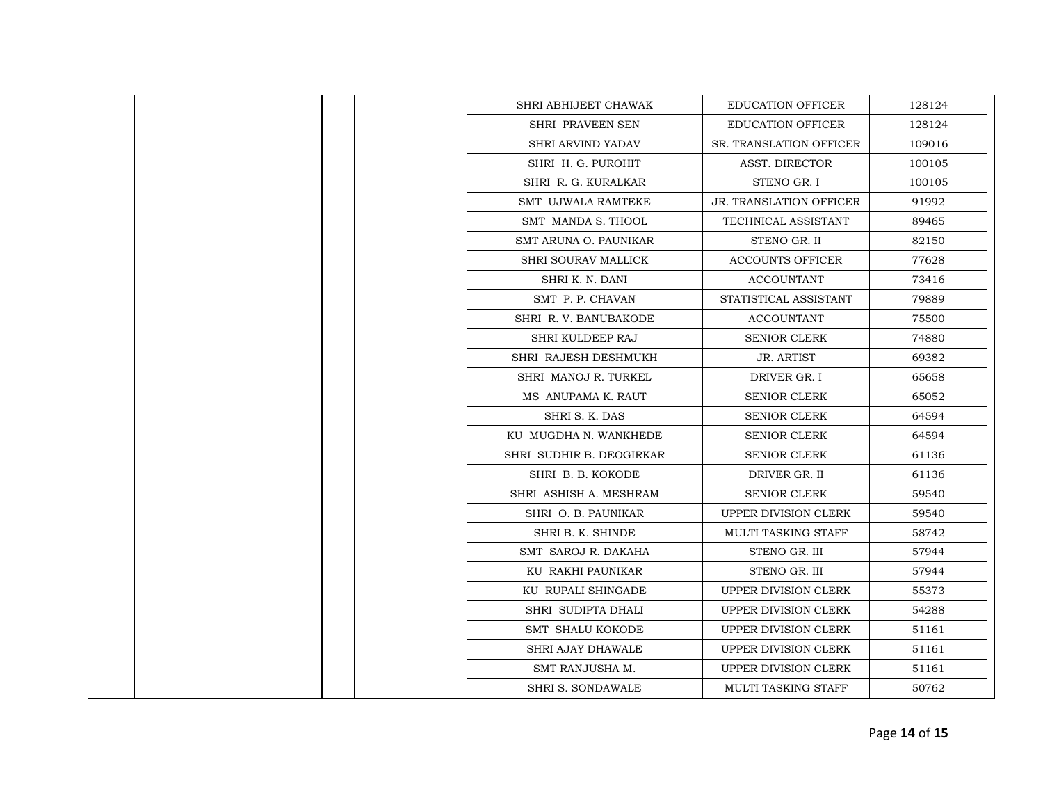| | | | | | | |
|---|---|---|---|---|---|---|
| | | | | SHRI ABHIJEET CHAWAK | EDUCATION OFFICER | 128124 |
| | | | | SHRI PRAVEEN SEN | EDUCATION OFFICER | 128124 |
| | | | | SHRI ARVIND YADAV | SR. TRANSLATION OFFICER | 109016 |
| | | | | SHRI H. G. PUROHIT | ASST. DIRECTOR | 100105 |
| | | | | SHRI R. G. KURALKAR | STENO GR. I | 100105 |
| | | | | SMT UJWALA RAMTEKE | JR. TRANSLATION OFFICER | 91992 |
| | | | | SMT MANDA S. THOOL | TECHNICAL ASSISTANT | 89465 |
| | | | | SMT ARUNA O. PAUNIKAR | STENO GR. II | 82150 |
| | | | | SHRI SOURAV MALLICK | ACCOUNTS OFFICER | 77628 |
| | | | | SHRI K. N. DANI | ACCOUNTANT | 73416 |
| | | | | SMT P. P. CHAVAN | STATISTICAL ASSISTANT | 79889 |
| | | | | SHRI R. V. BANUBAKODE | ACCOUNTANT | 75500 |
| | | | | SHRI KULDEEP RAJ | SENIOR CLERK | 74880 |
| | | | | SHRI RAJESH DESHMUKH | JR. ARTIST | 69382 |
| | | | | SHRI MANOJ R. TURKEL | DRIVER GR. I | 65658 |
| | | | | MS ANUPAMA K. RAUT | SENIOR CLERK | 65052 |
| | | | | SHRI S. K. DAS | SENIOR CLERK | 64594 |
| | | | | KU MUGDHA N. WANKHEDE | SENIOR CLERK | 64594 |
| | | | | SHRI SUDHIR B. DEOGIRKAR | SENIOR CLERK | 61136 |
| | | | | SHRI B. B. KOKODE | DRIVER GR. II | 61136 |
| | | | | SHRI ASHISH A. MESHRAM | SENIOR CLERK | 59540 |
| | | | | SHRI O. B. PAUNIKAR | UPPER DIVISION CLERK | 59540 |
| | | | | SHRI B. K. SHINDE | MULTI TASKING STAFF | 58742 |
| | | | | SMT SAROJ R. DAKAHA | STENO GR. III | 57944 |
| | | | | KU RAKHI PAUNIKAR | STENO GR. III | 57944 |
| | | | | KU RUPALI SHINGADE | UPPER DIVISION CLERK | 55373 |
| | | | | SHRI SUDIPTA DHALI | UPPER DIVISION CLERK | 54288 |
| | | | | SMT SHALU KOKODE | UPPER DIVISION CLERK | 51161 |
| | | | | SHRI AJAY DHAWALE | UPPER DIVISION CLERK | 51161 |
| | | | | SMT RANJUSHA M. | UPPER DIVISION CLERK | 51161 |
| | | | | SHRI S. SONDAWALE | MULTI TASKING STAFF | 50762 |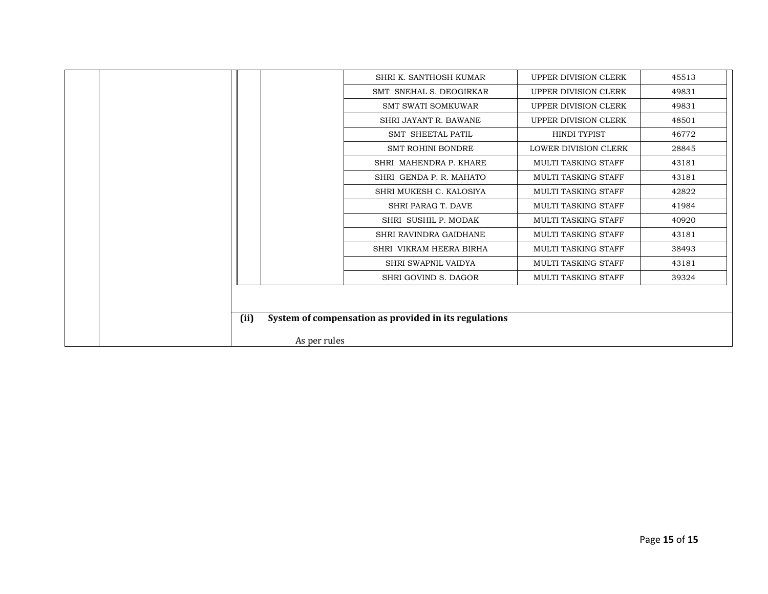| | | |
|---|---|---|
| SHRI K. SANTHOSH KUMAR | UPPER DIVISION CLERK | 45513 |
| SMT SNEHAL S. DEOGIRKAR | UPPER DIVISION CLERK | 49831 |
| SMT SWATI SOMKUWAR | UPPER DIVISION CLERK | 49831 |
| SHRI JAYANT R. BAWANE | UPPER DIVISION CLERK | 48501 |
| SMT SHEETAL PATIL | HINDI TYPIST | 46772 |
| SMT ROHINI BONDRE | LOWER DIVISION CLERK | 28845 |
| SHRI MAHENDRA P. KHARE | MULTI TASKING STAFF | 43181 |
| SHRI GENDA P. R. MAHATO | MULTI TASKING STAFF | 43181 |
| SHRI MUKESH C. KALOSIYA | MULTI TASKING STAFF | 42822 |
| SHRI PARAG T. DAVE | MULTI TASKING STAFF | 41984 |
| SHRI SUSHIL P. MODAK | MULTI TASKING STAFF | 40920 |
| SHRI RAVINDRA GAIDHANE | MULTI TASKING STAFF | 43181 |
| SHRI VIKRAM HEERA BIRHA | MULTI TASKING STAFF | 38493 |
| SHRI SWAPNIL VAIDYA | MULTI TASKING STAFF | 43181 |
| SHRI GOVIND S. DAGOR | MULTI TASKING STAFF | 39324 |

**(ii) System of compensation as provided in its regulations**

As per rules